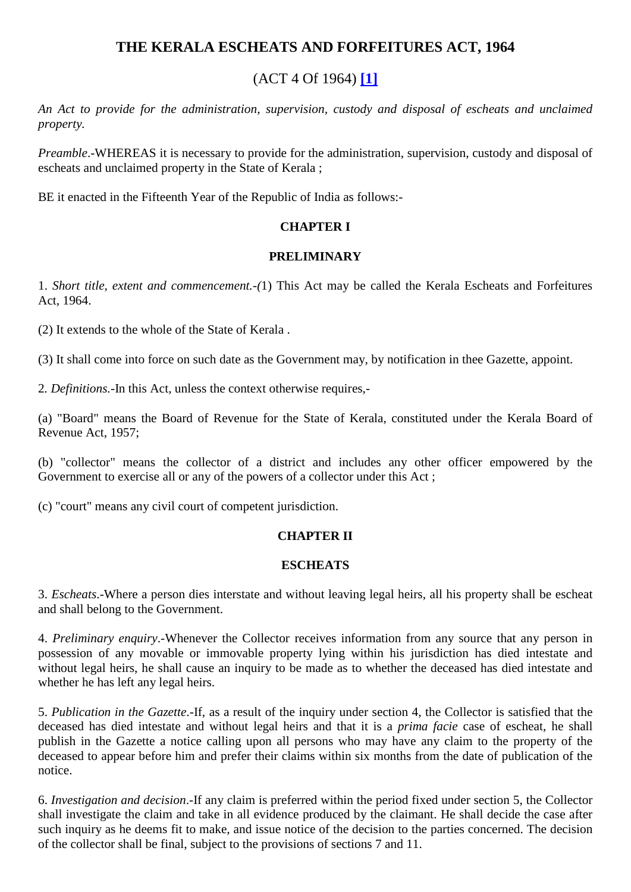# THE KERALA ESCHEATS AND FORFEITURES ACT, 1964

## (ACT 4 Of 1964) [1]

*An Act to provide for the administration, supervision, custody and disposal of escheats and unclaimed property.*

*Preamble*.-WHEREAS it is necessary to provide for the administration, supervision, custody and disposal of escheats and unclaimed property in the State of Kerala ;

BE it enacted in the Fifteenth Year of the Republic of India as follows:-

### CHAPTER I

### PRELIMINARY

1. *Short title, extent and commencement.-(*1) This Act may be called the Kerala Escheats and Forfeitures Act, 1964.

(2) It extends to the whole of the State of Kerala .

(3) It shall come into force on such date as the Government may, by notification in thee Gazette, appoint.

2. *Definitions.*-In this Act, unless the context otherwise requires,-

(a) "Board" means the Board of Revenue for the State of Kerala, constituted under the Kerala Board of Revenue Act, 1957;

(b) "collector" means the collector of a district and includes any other officer empowered by the Government to exercise all or any of the powers of a collector under this Act ;

(c) "court" means any civil court of competent jurisdiction.

### CHAPTER II

### ESCHEATS

3. *Escheats*.-Where a person dies interstate and without leaving legal heirs, all his property shall be escheat and shall belong to the Government.

4. *Preliminary enquiry*.-Whenever the Collector receives information from any source that any person in possession of any movable or immovable property lying within his jurisdiction has died intestate and without legal heirs, he shall cause an inquiry to be made as to whether the deceased has died intestate and whether he has left any legal heirs.

5. *Publication in the Gazette*.-If, as a result of the inquiry under section 4, the Collector is satisfied that the deceased has died intestate and without legal heirs and that it is a *prima facie* case of escheat, he shall publish in the Gazette a notice calling upon all persons who may have any claim to the property of the deceased to appear before him and prefer their claims within six months from the date of publication of the notice.

6. *Investigation and decision*.-If any claim is preferred within the period fixed under section 5, the Collector shall investigate the claim and take in all evidence produced by the claimant. He shall decide the case after such inquiry as he deems fit to make, and issue notice of the decision to the parties concerned. The decision of the collector shall be final, subject to the provisions of sections 7 and 11.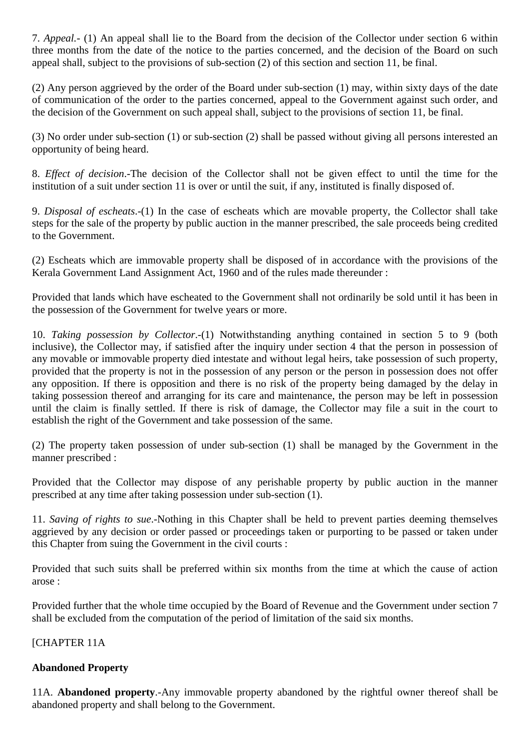7. *Appeal.*- (1) An appeal shall lie to the Board from the decision of the Collector under section 6 within three months from the date of the notice to the parties concerned, and the decision of the Board on such appeal shall, subject to the provisions of sub-section (2) of this section and section 11, be final.

(2) Any person aggrieved by the order of the Board under sub-section (1) may, within sixty days of the date of communication of the order to the parties concerned, appeal to the Government against such order, and the decision of the Government on such appeal shall, subject to the provisions of section 11, be final.

(3) No order under sub-section (1) or sub-section (2) shall be passed without giving all persons interested an opportunity of being heard.

8. *Effect of decision*.-The decision of the Collector shall not be given effect to until the time for the institution of a suit under section 11 is over or until the suit, if any, instituted is finally disposed of.

9. *Disposal of escheats*.-(1) In the case of escheats which are movable property, the Collector shall take steps for the sale of the property by public auction in the manner prescribed, the sale proceeds being credited to the Government.

(2) Escheats which are immovable property shall be disposed of in accordance with the provisions of the Kerala Government Land Assignment Act, 1960 and of the rules made thereunder :

Provided that lands which have escheated to the Government shall not ordinarily be sold until it has been in the possession of the Government for twelve years or more.

10. *Taking possession by Collector*.-(1) Notwithstanding anything contained in section 5 to 9 (both inclusive), the Collector may, if satisfied after the inquiry under section 4 that the person in possession of any movable or immovable property died intestate and without legal heirs, take possession of such property, provided that the property is not in the possession of any person or the person in possession does not offer any opposition. If there is opposition and there is no risk of the property being damaged by the delay in taking possession thereof and arranging for its care and maintenance, the person may be left in possession until the claim is finally settled. If there is risk of damage, the Collector may file a suit in the court to establish the right of the Government and take possession of the same.

(2) The property taken possession of under sub-section (1) shall be managed by the Government in the manner prescribed :

Provided that the Collector may dispose of any perishable property by public auction in the manner prescribed at any time after taking possession under sub-section (1).

11. *Saving of rights to sue*.-Nothing in this Chapter shall be held to prevent parties deeming themselves aggrieved by any decision or order passed or proceedings taken or purporting to be passed or taken under this Chapter from suing the Government in the civil courts :

Provided that such suits shall be preferred within six months from the time at which the cause of action arose :

Provided further that the whole time occupied by the Board of Revenue and the Government under section 7 shall be excluded from the computation of the period of limitation of the said six months.

[CHAPTER 11A

**Abandoned Property**

11A. **Abandoned property**.-Any immovable property abandoned by the rightful owner thereof shall be abandoned property and shall belong to the Government.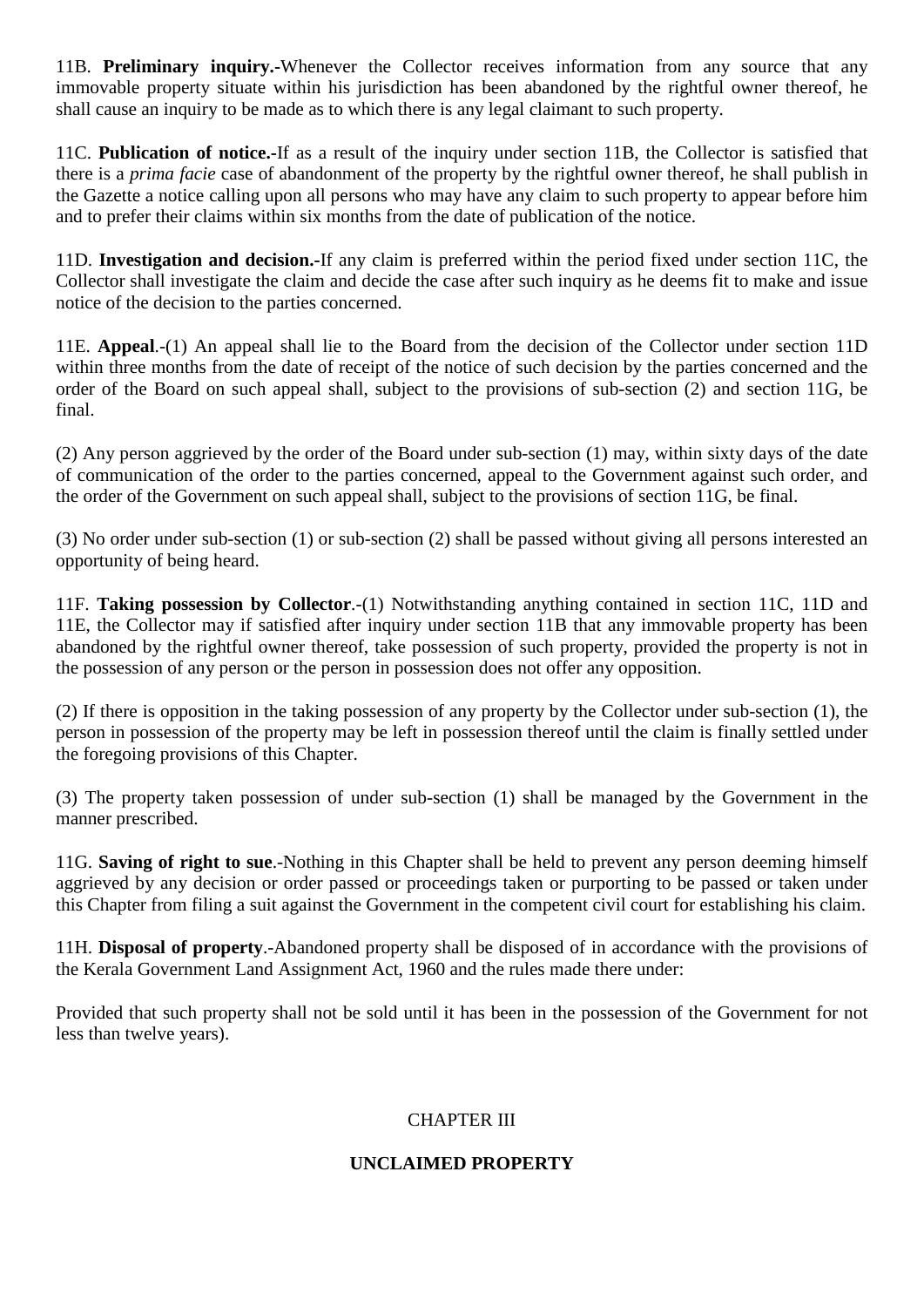11B. **Preliminary inquiry.-**Whenever the Collector receives information from any source that any immovable property situate within his jurisdiction has been abandoned by the rightful owner thereof, he shall cause an inquiry to be made as to which there is any legal claimant to such property.

11C. **Publication of notice.-**If as a result of the inquiry under section 11B, the Collector is satisfied that there is a *prima facie* case of abandonment of the property by the rightful owner thereof, he shall publish in the Gazette a notice calling upon all persons who may have any claim to such property to appear before him and to prefer their claims within six months from the date of publication of the notice.

11D. **Investigation and decision.-**If any claim is preferred within the period fixed under section 11C, the Collector shall investigate the claim and decide the case after such inquiry as he deems fit to make and issue notice of the decision to the parties concerned.

11E. **Appeal**.-(1) An appeal shall lie to the Board from the decision of the Collector under section 11D within three months from the date of receipt of the notice of such decision by the parties concerned and the order of the Board on such appeal shall, subject to the provisions of sub-section (2) and section 11G, be final.

(2) Any person aggrieved by the order of the Board under sub-section (1) may, within sixty days of the date of communication of the order to the parties concerned, appeal to the Government against such order, and the order of the Government on such appeal shall, subject to the provisions of section 11G, be final.

(3) No order under sub-section (1) or sub-section (2) shall be passed without giving all persons interested an opportunity of being heard.

11F. **Taking possession by Collector**.-(1) Notwithstanding anything contained in section 11C, 11D and 11E, the Collector may if satisfied after inquiry under section 11B that any immovable property has been abandoned by the rightful owner thereof, take possession of such property, provided the property is not in the possession of any person or the person in possession does not offer any opposition.

(2) If there is opposition in the taking possession of any property by the Collector under sub-section (1), the person in possession of the property may be left in possession thereof until the claim is finally settled under the foregoing provisions of this Chapter.

(3) The property taken possession of under sub-section (1) shall be managed by the Government in the manner prescribed.

11G. **Saving of right to sue**.-Nothing in this Chapter shall be held to prevent any person deeming himself aggrieved by any decision or order passed or proceedings taken or purporting to be passed or taken under this Chapter from filing a suit against the Government in the competent civil court for establishing his claim.

11H. **Disposal of property**.-Abandoned property shall be disposed of in accordance with the provisions of the Kerala Government Land Assignment Act, 1960 and the rules made there under:

Provided that such property shall not be sold until it has been in the possession of the Government for not less than twelve years).

## CHAPTER III

## UNCLAIMED PROPERTY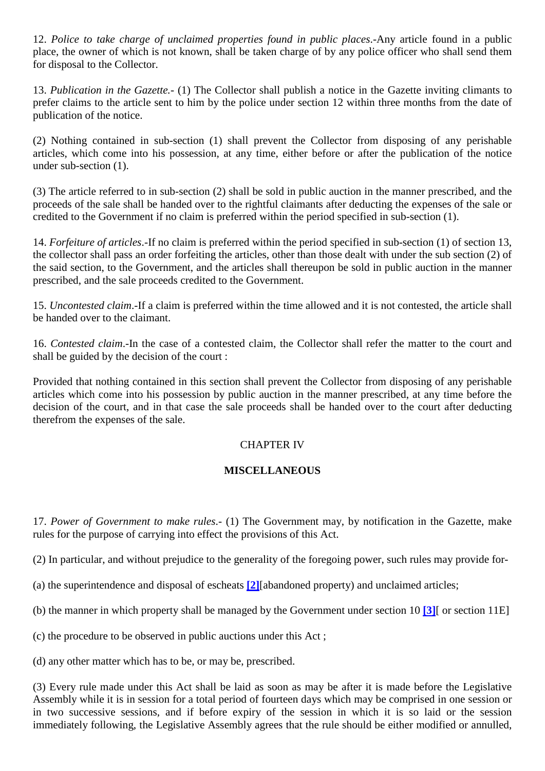12. *Police to take charge of unclaimed properties found in public places*.-Any article found in a public place, the owner of which is not known, shall be taken charge of by any police officer who shall send them for disposal to the Collector.

13. *Publication in the Gazette.*- (1) The Collector shall publish a notice in the Gazette inviting climants to prefer claims to the article sent to him by the police under section 12 within three months from the date of publication of the notice.

(2) Nothing contained in sub-section (1) shall prevent the Collector from disposing of any perishable articles, which come into his possession, at any time, either before or after the publication of the notice under sub-section (1).

(3) The article referred to in sub-section (2) shall be sold in public auction in the manner prescribed, and the proceeds of the sale shall be handed over to the rightful claimants after deducting the expenses of the sale or credited to the Government if no claim is preferred within the period specified in sub-section (1).

14. *Forfeiture of articles*.-If no claim is preferred within the period specified in sub-section (1) of section 13, the collector shall pass an order forfeiting the articles, other than those dealt with under the sub section (2) of the said section, to the Government, and the articles shall thereupon be sold in public auction in the manner prescribed, and the sale proceeds credited to the Government.

15. *Uncontested claim*.-If a claim is preferred within the time allowed and it is not contested, the article shall be handed over to the claimant.

16. *Contested claim*.-In the case of a contested claim, the Collector shall refer the matter to the court and shall be guided by the decision of the court :

Provided that nothing contained in this section shall prevent the Collector from disposing of any perishable articles which come into his possession by public auction in the manner prescribed, at any time before the decision of the court, and in that case the sale proceeds shall be handed over to the court after deducting therefrom the expenses of the sale.

## CHAPTER IV

## MISCELLANEOUS

17. *Power of Government to make rules*.- (1) The Government may, by notification in the Gazette, make rules for the purpose of carrying into effect the provisions of this Act.

(2) In particular, and without prejudice to the generality of the foregoing power, such rules may provide for-

(a) the superintendence and disposal of escheats [2][abandoned property) and unclaimed articles;

(b) the manner in which property shall be managed by the Government under section 10 [3][ or section 11E]

(c) the procedure to be observed in public auctions under this Act ;

(d) any other matter which has to be, or may be, prescribed.

(3) Every rule made under this Act shall be laid as soon as may be after it is made before the Legislative Assembly while it is in session for a total period of fourteen days which may be comprised in one session or in two successive sessions, and if before expiry of the session in which it is so laid or the session immediately following, the Legislative Assembly agrees that the rule should be either modified or annulled,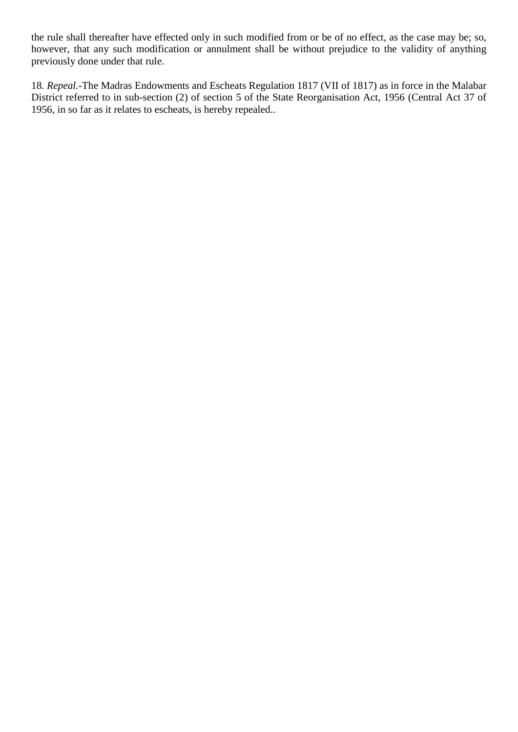the rule shall thereafter have effected only in such modified from or be of no effect, as the case may be; so, however, that any such modification or annulment shall be without prejudice to the validity of anything previously done under that rule.

18. *Repeal.*-The Madras Endowments and Escheats Regulation 1817 (VII of 1817) as in force in the Malabar District referred to in sub-section (2) of section 5 of the State Reorganisation Act, 1956 (Central Act 37 of 1956, in so far as it relates to escheats, is hereby repealed..